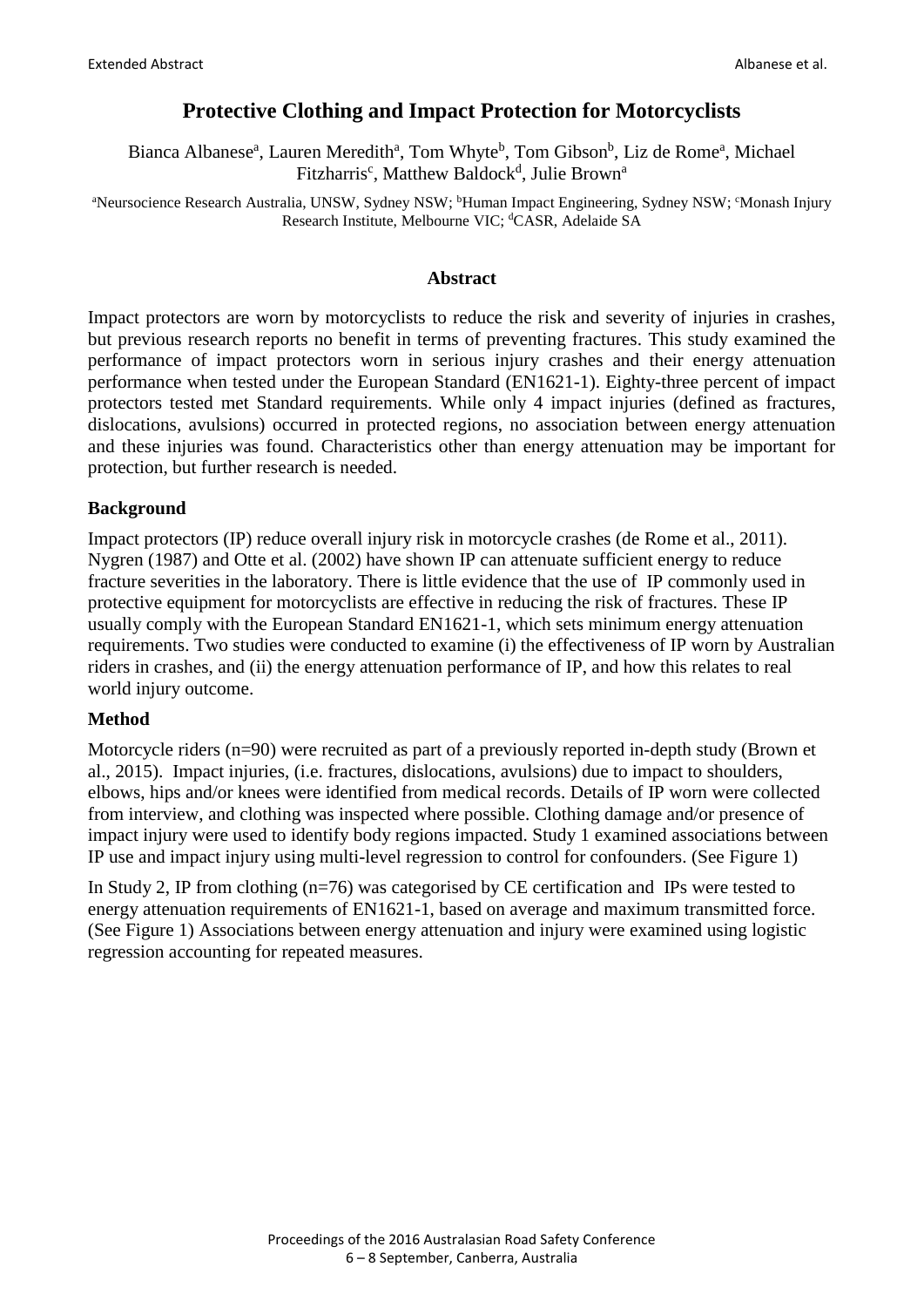# Protective Clothing and Impact Protection for Motorcyclists

Bianca Albanese[a], Lauren Meredith[a], Tom Whyte[b], Tom Gibson[b], Liz de Rome[a], Michael Fitzharris[c], Matthew Baldock[d], Julie Brown[a]

[a]Neursocience Research Australia, UNSW, Sydney NSW; [b]Human Impact Engineering, Sydney NSW; [c]Monash Injury Research Institute, Melbourne VIC; [d]CASR, Adelaide SA

## Abstract

Impact protectors are worn by motorcyclists to reduce the risk and severity of injuries in crashes, but previous research reports no benefit in terms of preventing fractures. This study examined the performance of impact protectors worn in serious injury crashes and their energy attenuation performance when tested under the European Standard (EN1621-1). Eighty-three percent of impact protectors tested met Standard requirements. While only 4 impact injuries (defined as fractures, dislocations, avulsions) occurred in protected regions, no association between energy attenuation and these injuries was found. Characteristics other than energy attenuation may be important for protection, but further research is needed.

## Background

Impact protectors (IP) reduce overall injury risk in motorcycle crashes (de Rome et al., 2011). Nygren (1987) and Otte et al. (2002) have shown IP can attenuate sufficient energy to reduce fracture severities in the laboratory. There is little evidence that the use of IP commonly used in protective equipment for motorcyclists are effective in reducing the risk of fractures. These IP usually comply with the European Standard EN1621-1, which sets minimum energy attenuation requirements. Two studies were conducted to examine (i) the effectiveness of IP worn by Australian riders in crashes, and (ii) the energy attenuation performance of IP, and how this relates to real world injury outcome.

## Method

Motorcycle riders (n=90) were recruited as part of a previously reported in-depth study (Brown et al., 2015). Impact injuries, (i.e. fractures, dislocations, avulsions) due to impact to shoulders, elbows, hips and/or knees were identified from medical records. Details of IP worn were collected from interview, and clothing was inspected where possible. Clothing damage and/or presence of impact injury were used to identify body regions impacted. Study 1 examined associations between IP use and impact injury using multi-level regression to control for confounders. (See Figure 1)

In Study 2, IP from clothing (n=76) was categorised by CE certification and IPs were tested to energy attenuation requirements of EN1621-1, based on average and maximum transmitted force. (See Figure 1) Associations between energy attenuation and injury were examined using logistic regression accounting for repeated measures.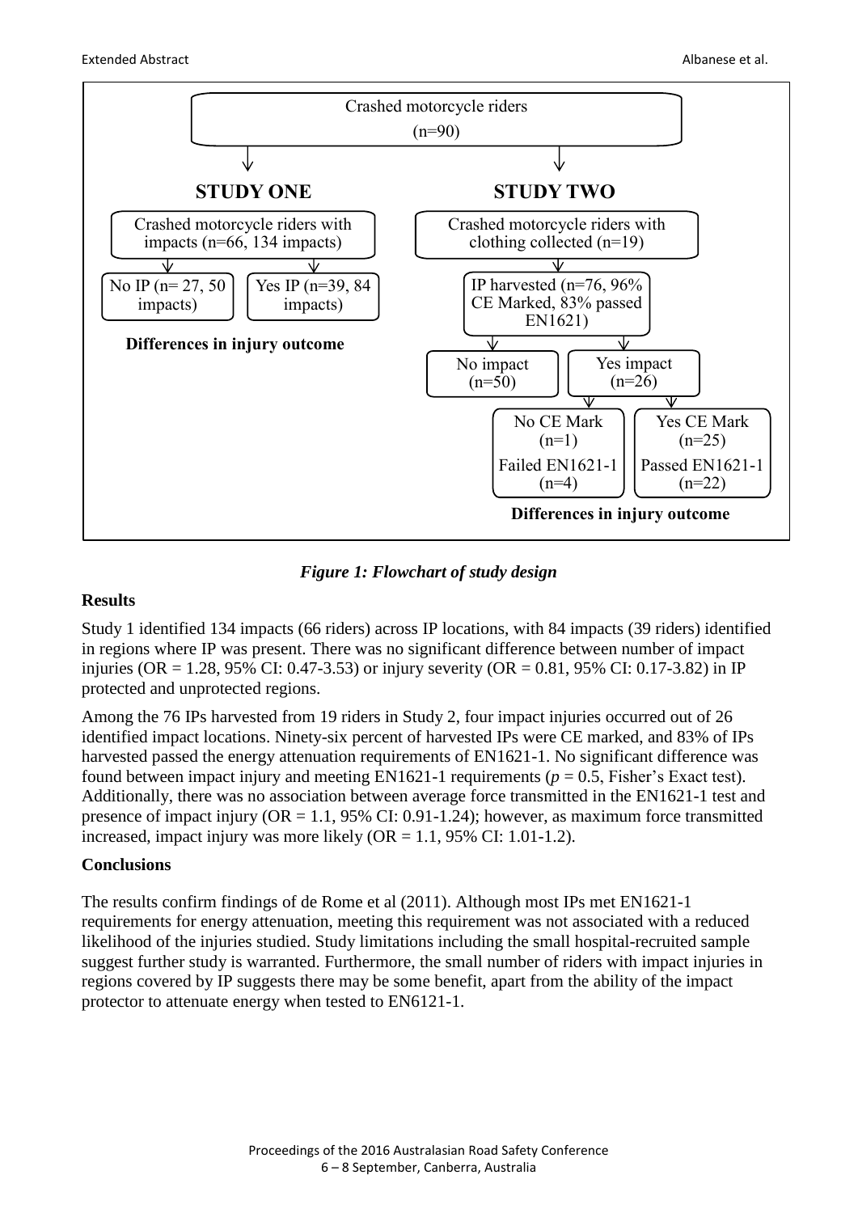Crashed motorcycle riders
(n=90)

**STUDY ONE**

Crashed motorcycle riders with impacts (n=66, 134 impacts)

No IP (n= 27, 50 impacts)

Yes IP (n=39, 84 impacts)

**Differences in injury outcome**

**STUDY TWO**

Crashed motorcycle riders with clothing collected (n=19)

IP harvested (n=76, 96% CE Marked, 83% passed EN1621)

No impact (n=50)

Yes impact (n=26)

No CE Mark (n=1)

Failed EN1621-1 (n=4)

Yes CE Mark (n=25)

Passed EN1621-1 (n=22)

**Differences in injury outcome**

***Figure 1: Flowchart of study design***

## Results

Study 1 identified 134 impacts (66 riders) across IP locations, with 84 impacts (39 riders) identified in regions where IP was present. There was no significant difference between number of impact injuries (OR = 1.28, 95% CI: 0.47-3.53) or injury severity (OR = 0.81, 95% CI: 0.17-3.82) in IP protected and unprotected regions.

Among the 76 IPs harvested from 19 riders in Study 2, four impact injuries occurred out of 26 identified impact locations. Ninety-six percent of harvested IPs were CE marked, and 83% of IPs harvested passed the energy attenuation requirements of EN1621-1. No significant difference was found between impact injury and meeting EN1621-1 requirements ($p = 0.5$, Fisher's Exact test). Additionally, there was no association between average force transmitted in the EN1621-1 test and presence of impact injury (OR = 1.1, 95% CI: 0.91-1.24); however, as maximum force transmitted increased, impact injury was more likely (OR = 1.1, 95% CI: 1.01-1.2).

## Conclusions

The results confirm findings of de Rome et al (2011). Although most IPs met EN1621-1 requirements for energy attenuation, meeting this requirement was not associated with a reduced likelihood of the injuries studied. Study limitations including the small hospital-recruited sample suggest further study is warranted. Furthermore, the small number of riders with impact injuries in regions covered by IP suggests there may be some benefit, apart from the ability of the impact protector to attenuate energy when tested to EN6121-1.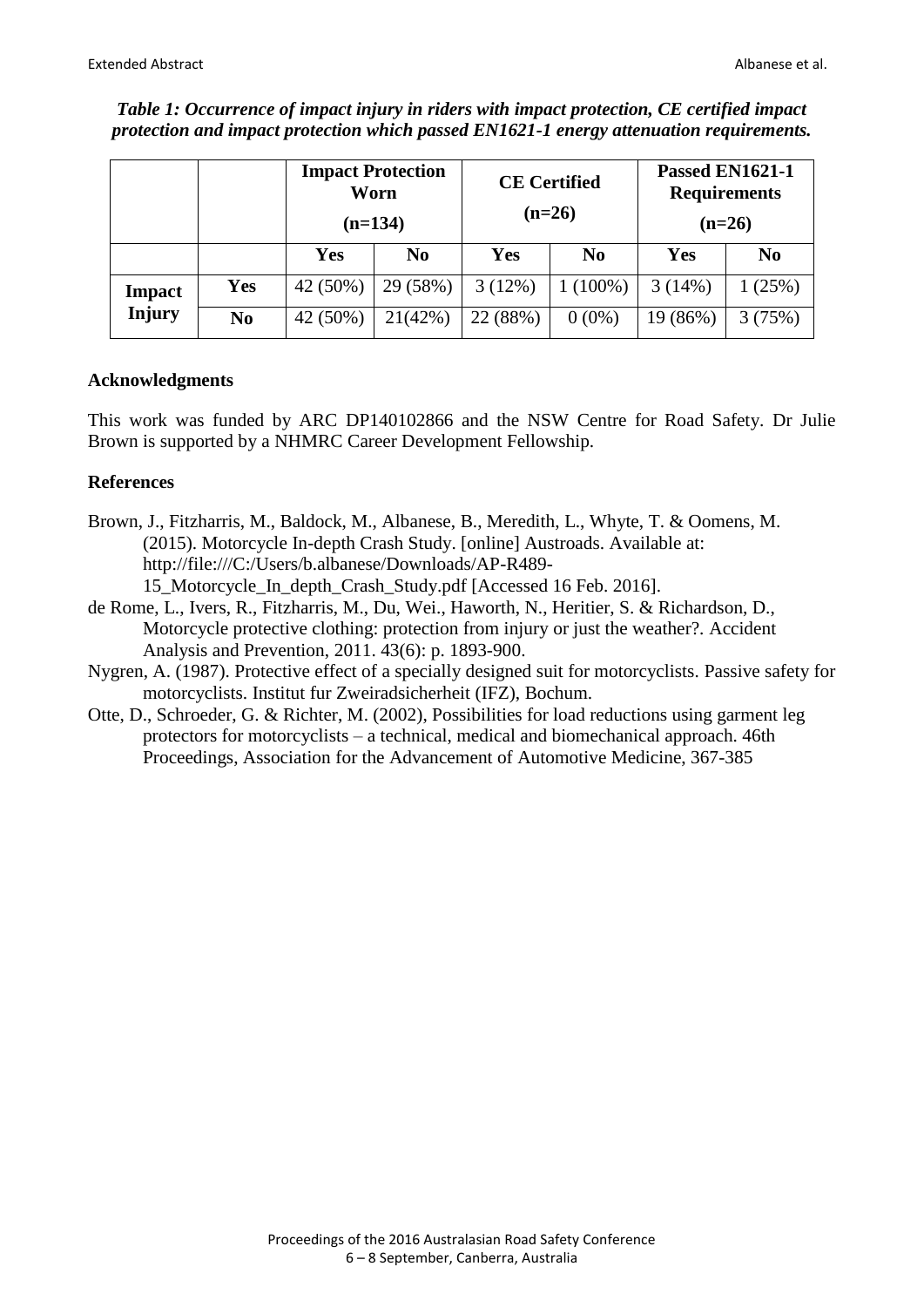*Table 1: Occurrence of impact injury in riders with impact protection, CE certified impact protection and impact protection which passed EN1621-1 energy attenuation requirements.*

| | | Impact Protection Worn (n=134) | | CE Certified (n=26) | | Passed EN1621-1 Requirements (n=26) | |
|---|---|---|---|---|---|---|---|
| | | **Yes** | **No** | **Yes** | **No** | **Yes** | **No** |
| **Impact Injury** | **Yes** | 42 (50%) | 29 (58%) | 3 (12%) | 1 (100%) | 3 (14%) | 1 (25%) |
| | **No** | 42 (50%) | 21(42%) | 22 (88%) | 0 (0%) | 19 (86%) | 3 (75%) |

## Acknowledgments

This work was funded by ARC DP140102866 and the NSW Centre for Road Safety. Dr Julie Brown is supported by a NHMRC Career Development Fellowship.

## References

Brown, J., Fitzharris, M., Baldock, M., Albanese, B., Meredith, L., Whyte, T. & Oomens, M. (2015). Motorcycle In-depth Crash Study. [online] Austroads. Available at: http://file:///C:/Users/b.albanese/Downloads/AP-R489-15_Motorcycle_In_depth_Crash_Study.pdf [Accessed 16 Feb. 2016].

de Rome, L., Ivers, R., Fitzharris, M., Du, Wei., Haworth, N., Heritier, S. & Richardson, D., Motorcycle protective clothing: protection from injury or just the weather?. Accident Analysis and Prevention, 2011. 43(6): p. 1893-900.

Nygren, A. (1987). Protective effect of a specially designed suit for motorcyclists. Passive safety for motorcyclists. Institut fur Zweiradsicherheit (IFZ), Bochum.

Otte, D., Schroeder, G. & Richter, M. (2002), Possibilities for load reductions using garment leg protectors for motorcyclists – a technical, medical and biomechanical approach. 46th Proceedings, Association for the Advancement of Automotive Medicine, 367-385